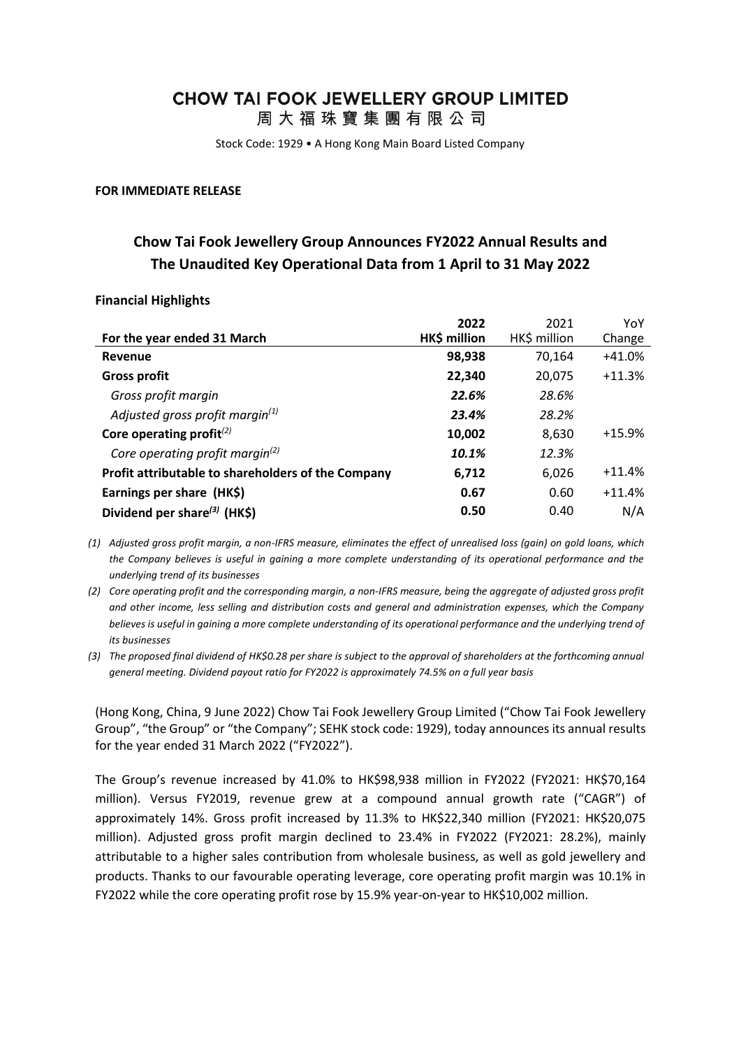# CHOW TAI FOOK JEWELLERY GROUP LIMITED

## 周大福珠寶集團有限公司

Stock Code: 1929 • A Hong Kong Main Board Listed Company

**FOR IMMEDIATE RELEASE**

## Chow Tai Fook Jewellery Group Announces FY2022 Annual Results and The Unaudited Key Operational Data from 1 April to 31 May 2022

**Financial Highlights**

| For the year ended 31 March | 2022 HK$ million | 2021 HK$ million | YoY Change |
|---|---|---|---|
| **Revenue** | **98,938** | 70,164 | +41.0% |
| **Gross profit** | **22,340** | 20,075 | +11.3% |
| *Gross profit margin* | ***22.6%*** | *28.6%* | |
| *Adjusted gross profit margin(1)* | ***23.4%*** | *28.2%* | |
| **Core operating profit(2)** | **10,002** | 8,630 | +15.9% |
| *Core operating profit margin(2)* | ***10.1%*** | *12.3%* | |
| **Profit attributable to shareholders of the Company** | **6,712** | 6,026 | +11.4% |
| **Earnings per share (HK$)** | **0.67** | 0.60 | +11.4% |
| **Dividend per share(3) (HK$)** | **0.50** | 0.40 | N/A |

*(1) Adjusted gross profit margin, a non-IFRS measure, eliminates the effect of unrealised loss (gain) on gold loans, which the Company believes is useful in gaining a more complete understanding of its operational performance and the underlying trend of its businesses*

*(2) Core operating profit and the corresponding margin, a non-IFRS measure, being the aggregate of adjusted gross profit and other income, less selling and distribution costs and general and administration expenses, which the Company believes is useful in gaining a more complete understanding of its operational performance and the underlying trend of its businesses*

*(3) The proposed final dividend of HK$0.28 per share is subject to the approval of shareholders at the forthcoming annual general meeting. Dividend payout ratio for FY2022 is approximately 74.5% on a full year basis*

(Hong Kong, China, 9 June 2022) Chow Tai Fook Jewellery Group Limited ("Chow Tai Fook Jewellery Group", "the Group" or "the Company"; SEHK stock code: 1929), today announces its annual results for the year ended 31 March 2022 ("FY2022").

The Group's revenue increased by 41.0% to HK$98,938 million in FY2022 (FY2021: HK$70,164 million). Versus FY2019, revenue grew at a compound annual growth rate ("CAGR") of approximately 14%. Gross profit increased by 11.3% to HK$22,340 million (FY2021: HK$20,075 million). Adjusted gross profit margin declined to 23.4% in FY2022 (FY2021: 28.2%), mainly attributable to a higher sales contribution from wholesale business, as well as gold jewellery and products. Thanks to our favourable operating leverage, core operating profit margin was 10.1% in FY2022 while the core operating profit rose by 15.9% year-on-year to HK$10,002 million.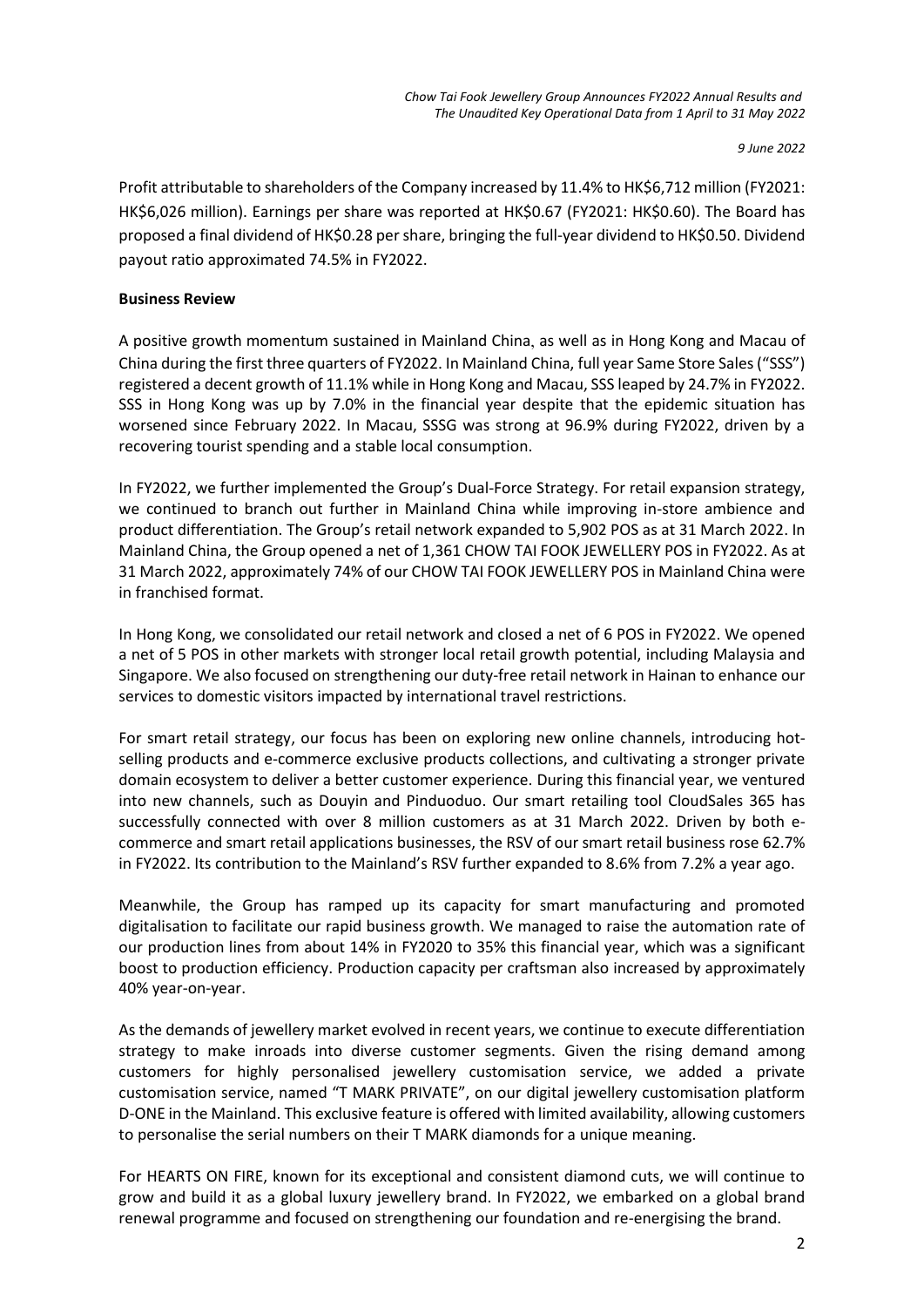Profit attributable to shareholders of the Company increased by 11.4% to HK$6,712 million (FY2021: HK$6,026 million). Earnings per share was reported at HK$0.67 (FY2021: HK$0.60). The Board has proposed a final dividend of HK$0.28 per share, bringing the full-year dividend to HK$0.50. Dividend payout ratio approximated 74.5% in FY2022.

**Business Review**

A positive growth momentum sustained in Mainland China, as well as in Hong Kong and Macau of China during the first three quarters of FY2022. In Mainland China, full year Same Store Sales ("SSS") registered a decent growth of 11.1% while in Hong Kong and Macau, SSS leaped by 24.7% in FY2022. SSS in Hong Kong was up by 7.0% in the financial year despite that the epidemic situation has worsened since February 2022. In Macau, SSSG was strong at 96.9% during FY2022, driven by a recovering tourist spending and a stable local consumption.

In FY2022, we further implemented the Group's Dual-Force Strategy. For retail expansion strategy, we continued to branch out further in Mainland China while improving in-store ambience and product differentiation. The Group's retail network expanded to 5,902 POS as at 31 March 2022. In Mainland China, the Group opened a net of 1,361 CHOW TAI FOOK JEWELLERY POS in FY2022. As at 31 March 2022, approximately 74% of our CHOW TAI FOOK JEWELLERY POS in Mainland China were in franchised format.

In Hong Kong, we consolidated our retail network and closed a net of 6 POS in FY2022. We opened a net of 5 POS in other markets with stronger local retail growth potential, including Malaysia and Singapore. We also focused on strengthening our duty-free retail network in Hainan to enhance our services to domestic visitors impacted by international travel restrictions.

For smart retail strategy, our focus has been on exploring new online channels, introducing hot-selling products and e-commerce exclusive products collections, and cultivating a stronger private domain ecosystem to deliver a better customer experience. During this financial year, we ventured into new channels, such as Douyin and Pinduoduo. Our smart retailing tool CloudSales 365 has successfully connected with over 8 million customers as at 31 March 2022. Driven by both e-commerce and smart retail applications businesses, the RSV of our smart retail business rose 62.7% in FY2022. Its contribution to the Mainland's RSV further expanded to 8.6% from 7.2% a year ago.

Meanwhile, the Group has ramped up its capacity for smart manufacturing and promoted digitalisation to facilitate our rapid business growth. We managed to raise the automation rate of our production lines from about 14% in FY2020 to 35% this financial year, which was a significant boost to production efficiency. Production capacity per craftsman also increased by approximately 40% year-on-year.

As the demands of jewellery market evolved in recent years, we continue to execute differentiation strategy to make inroads into diverse customer segments. Given the rising demand among customers for highly personalised jewellery customisation service, we added a private customisation service, named "T MARK PRIVATE", on our digital jewellery customisation platform D-ONE in the Mainland. This exclusive feature is offered with limited availability, allowing customers to personalise the serial numbers on their T MARK diamonds for a unique meaning.

For HEARTS ON FIRE, known for its exceptional and consistent diamond cuts, we will continue to grow and build it as a global luxury jewellery brand. In FY2022, we embarked on a global brand renewal programme and focused on strengthening our foundation and re-energising the brand.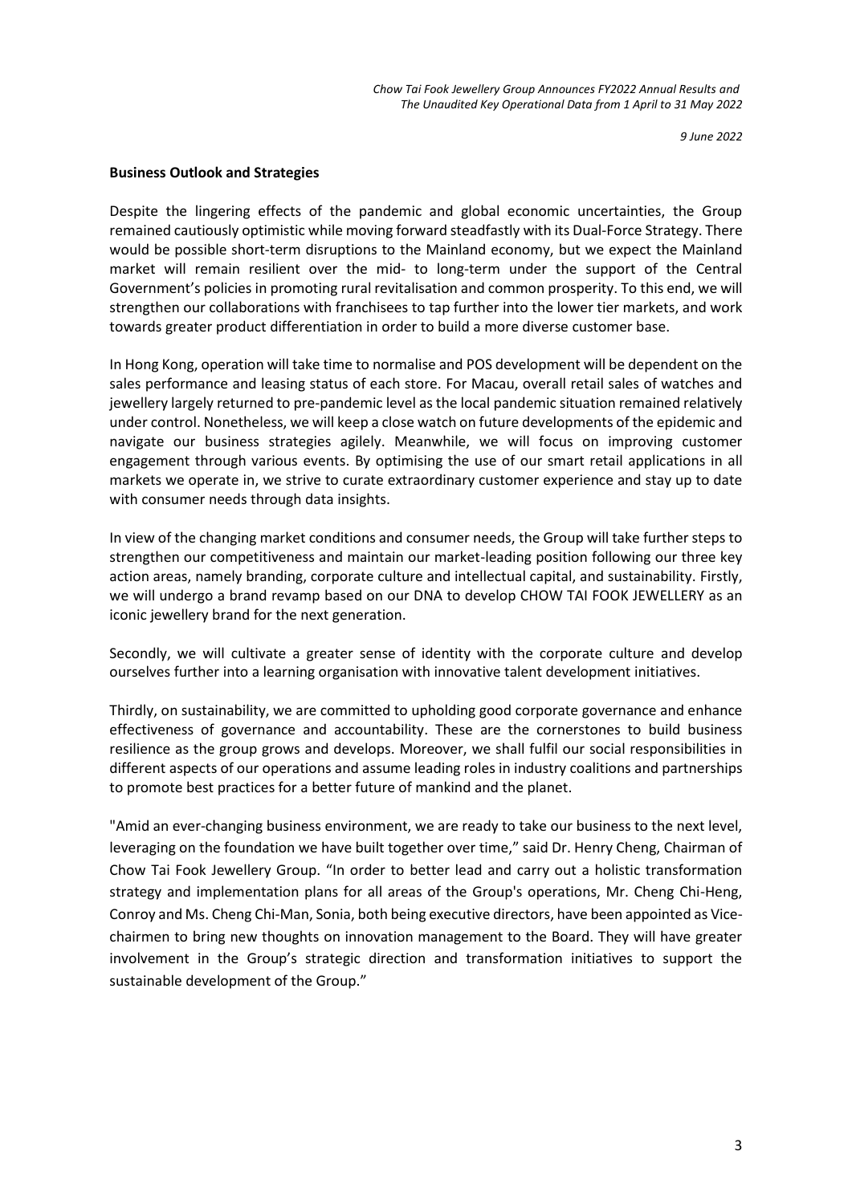**Business Outlook and Strategies**

Despite the lingering effects of the pandemic and global economic uncertainties, the Group remained cautiously optimistic while moving forward steadfastly with its Dual-Force Strategy. There would be possible short-term disruptions to the Mainland economy, but we expect the Mainland market will remain resilient over the mid- to long-term under the support of the Central Government's policies in promoting rural revitalisation and common prosperity. To this end, we will strengthen our collaborations with franchisees to tap further into the lower tier markets, and work towards greater product differentiation in order to build a more diverse customer base.

In Hong Kong, operation will take time to normalise and POS development will be dependent on the sales performance and leasing status of each store. For Macau, overall retail sales of watches and jewellery largely returned to pre-pandemic level as the local pandemic situation remained relatively under control. Nonetheless, we will keep a close watch on future developments of the epidemic and navigate our business strategies agilely. Meanwhile, we will focus on improving customer engagement through various events. By optimising the use of our smart retail applications in all markets we operate in, we strive to curate extraordinary customer experience and stay up to date with consumer needs through data insights.

In view of the changing market conditions and consumer needs, the Group will take further steps to strengthen our competitiveness and maintain our market-leading position following our three key action areas, namely branding, corporate culture and intellectual capital, and sustainability. Firstly, we will undergo a brand revamp based on our DNA to develop CHOW TAI FOOK JEWELLERY as an iconic jewellery brand for the next generation.

Secondly, we will cultivate a greater sense of identity with the corporate culture and develop ourselves further into a learning organisation with innovative talent development initiatives.

Thirdly, on sustainability, we are committed to upholding good corporate governance and enhance effectiveness of governance and accountability. These are the cornerstones to build business resilience as the group grows and develops. Moreover, we shall fulfil our social responsibilities in different aspects of our operations and assume leading roles in industry coalitions and partnerships to promote best practices for a better future of mankind and the planet.

"Amid an ever-changing business environment, we are ready to take our business to the next level, leveraging on the foundation we have built together over time," said Dr. Henry Cheng, Chairman of Chow Tai Fook Jewellery Group. "In order to better lead and carry out a holistic transformation strategy and implementation plans for all areas of the Group's operations, Mr. Cheng Chi-Heng, Conroy and Ms. Cheng Chi-Man, Sonia, both being executive directors, have been appointed as Vice-chairmen to bring new thoughts on innovation management to the Board. They will have greater involvement in the Group's strategic direction and transformation initiatives to support the sustainable development of the Group."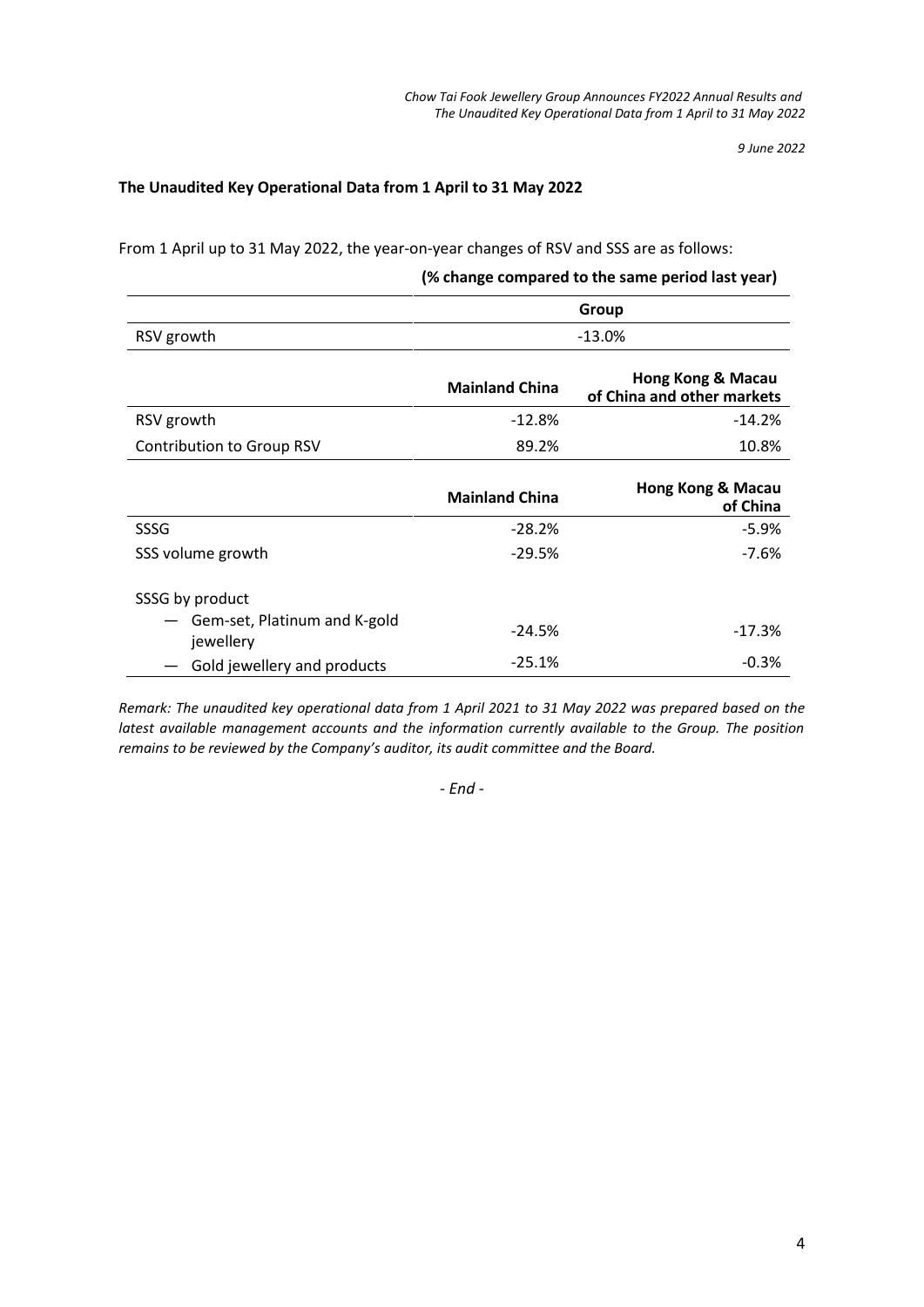## The Unaudited Key Operational Data from 1 April to 31 May 2022

From 1 April up to 31 May 2022, the year-on-year changes of RSV and SSS are as follows:

**(% change compared to the same period last year)**

| | **Group** | |
|---|---|---|
| RSV growth | -13.0% | |

| | **Mainland China** | **Hong Kong & Macau of China and other markets** |
|---|---|---|
| RSV growth | -12.8% | -14.2% |
| Contribution to Group RSV | 89.2% | 10.8% |

| | **Mainland China** | **Hong Kong & Macau of China** |
|---|---|---|
| SSSG | -28.2% | -5.9% |
| SSS volume growth | -29.5% | -7.6% |
| SSSG by product | | |
| — Gem-set, Platinum and K-gold jewellery | -24.5% | -17.3% |
| — Gold jewellery and products | -25.1% | -0.3% |

*Remark: The unaudited key operational data from 1 April 2021 to 31 May 2022 was prepared based on the latest available management accounts and the information currently available to the Group. The position remains to be reviewed by the Company's auditor, its audit committee and the Board.*

*- End -*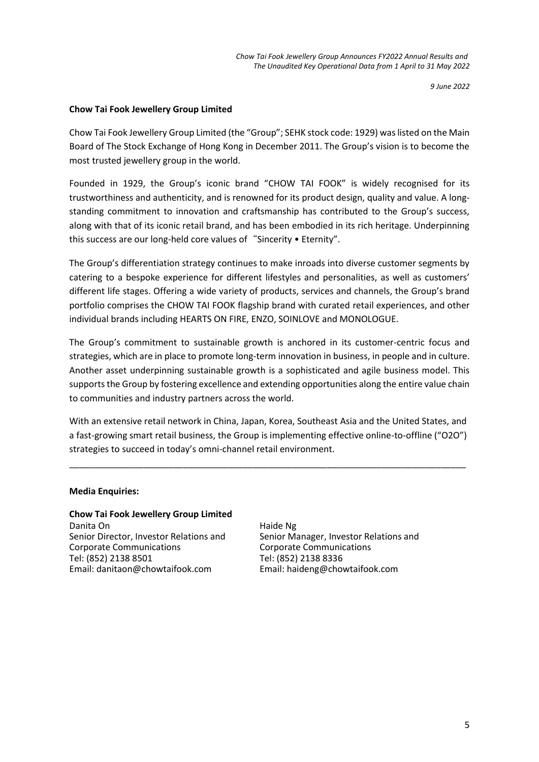**Chow Tai Fook Jewellery Group Limited**

Chow Tai Fook Jewellery Group Limited (the "Group"; SEHK stock code: 1929) was listed on the Main Board of The Stock Exchange of Hong Kong in December 2011. The Group's vision is to become the most trusted jewellery group in the world.

Founded in 1929, the Group's iconic brand "CHOW TAI FOOK" is widely recognised for its trustworthiness and authenticity, and is renowned for its product design, quality and value. A long-standing commitment to innovation and craftsmanship has contributed to the Group's success, along with that of its iconic retail brand, and has been embodied in its rich heritage. Underpinning this success are our long-held core values of "Sincerity • Eternity".

The Group's differentiation strategy continues to make inroads into diverse customer segments by catering to a bespoke experience for different lifestyles and personalities, as well as customers' different life stages. Offering a wide variety of products, services and channels, the Group's brand portfolio comprises the CHOW TAI FOOK flagship brand with curated retail experiences, and other individual brands including HEARTS ON FIRE, ENZO, SOINLOVE and MONOLOGUE.

The Group's commitment to sustainable growth is anchored in its customer-centric focus and strategies, which are in place to promote long-term innovation in business, in people and in culture. Another asset underpinning sustainable growth is a sophisticated and agile business model. This supports the Group by fostering excellence and extending opportunities along the entire value chain to communities and industry partners across the world.

With an extensive retail network in China, Japan, Korea, Southeast Asia and the United States, and a fast-growing smart retail business, the Group is implementing effective online-to-offline ("O2O") strategies to succeed in today's omni-channel retail environment.

---

**Media Enquiries:**

**Chow Tai Fook Jewellery Group Limited**

Danita On
Senior Director, Investor Relations and Corporate Communications
Tel: (852) 2138 8501
Email: danitaon@chowtaifook.com

Haide Ng
Senior Manager, Investor Relations and Corporate Communications
Tel: (852) 2138 8336
Email: haideng@chowtaifook.com